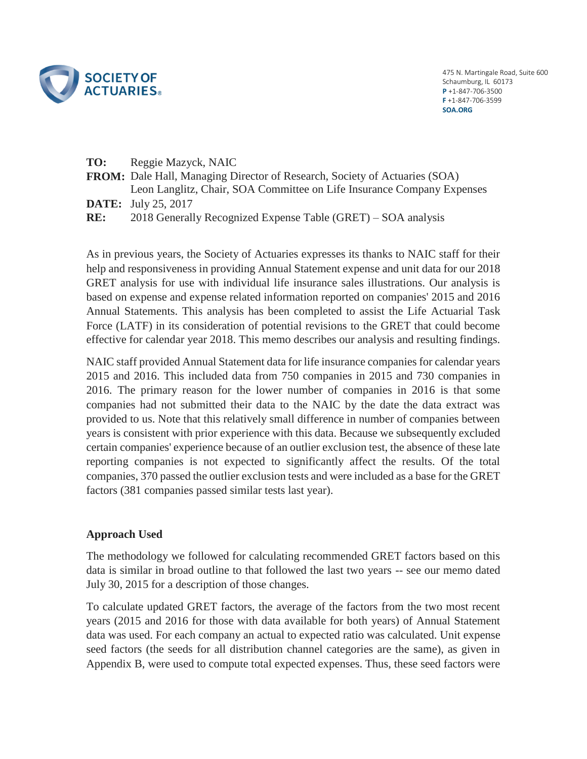SOCIETY OF ACTUARIES

475 N. Martingale Road, Suite 600
Schaumburg, IL 60173
P +1-847-706-3500
F +1-847-706-3599
SOA.ORG

**TO:** Reggie Mazyck, NAIC
**FROM:** Dale Hall, Managing Director of Research, Society of Actuaries (SOA)
Leon Langlitz, Chair, SOA Committee on Life Insurance Company Expenses
**DATE:** July 25, 2017
**RE:** 2018 Generally Recognized Expense Table (GRET) – SOA analysis

As in previous years, the Society of Actuaries expresses its thanks to NAIC staff for their help and responsiveness in providing Annual Statement expense and unit data for our 2018 GRET analysis for use with individual life insurance sales illustrations. Our analysis is based on expense and expense related information reported on companies' 2015 and 2016 Annual Statements. This analysis has been completed to assist the Life Actuarial Task Force (LATF) in its consideration of potential revisions to the GRET that could become effective for calendar year 2018. This memo describes our analysis and resulting findings.

NAIC staff provided Annual Statement data for life insurance companies for calendar years 2015 and 2016. This included data from 750 companies in 2015 and 730 companies in 2016. The primary reason for the lower number of companies in 2016 is that some companies had not submitted their data to the NAIC by the date the data extract was provided to us. Note that this relatively small difference in number of companies between years is consistent with prior experience with this data. Because we subsequently excluded certain companies' experience because of an outlier exclusion test, the absence of these late reporting companies is not expected to significantly affect the results. Of the total companies, 370 passed the outlier exclusion tests and were included as a base for the GRET factors (381 companies passed similar tests last year).

## Approach Used

The methodology we followed for calculating recommended GRET factors based on this data is similar in broad outline to that followed the last two years -- see our memo dated July 30, 2015 for a description of those changes.

To calculate updated GRET factors, the average of the factors from the two most recent years (2015 and 2016 for those with data available for both years) of Annual Statement data was used. For each company an actual to expected ratio was calculated. Unit expense seed factors (the seeds for all distribution channel categories are the same), as given in Appendix B, were used to compute total expected expenses. Thus, these seed factors were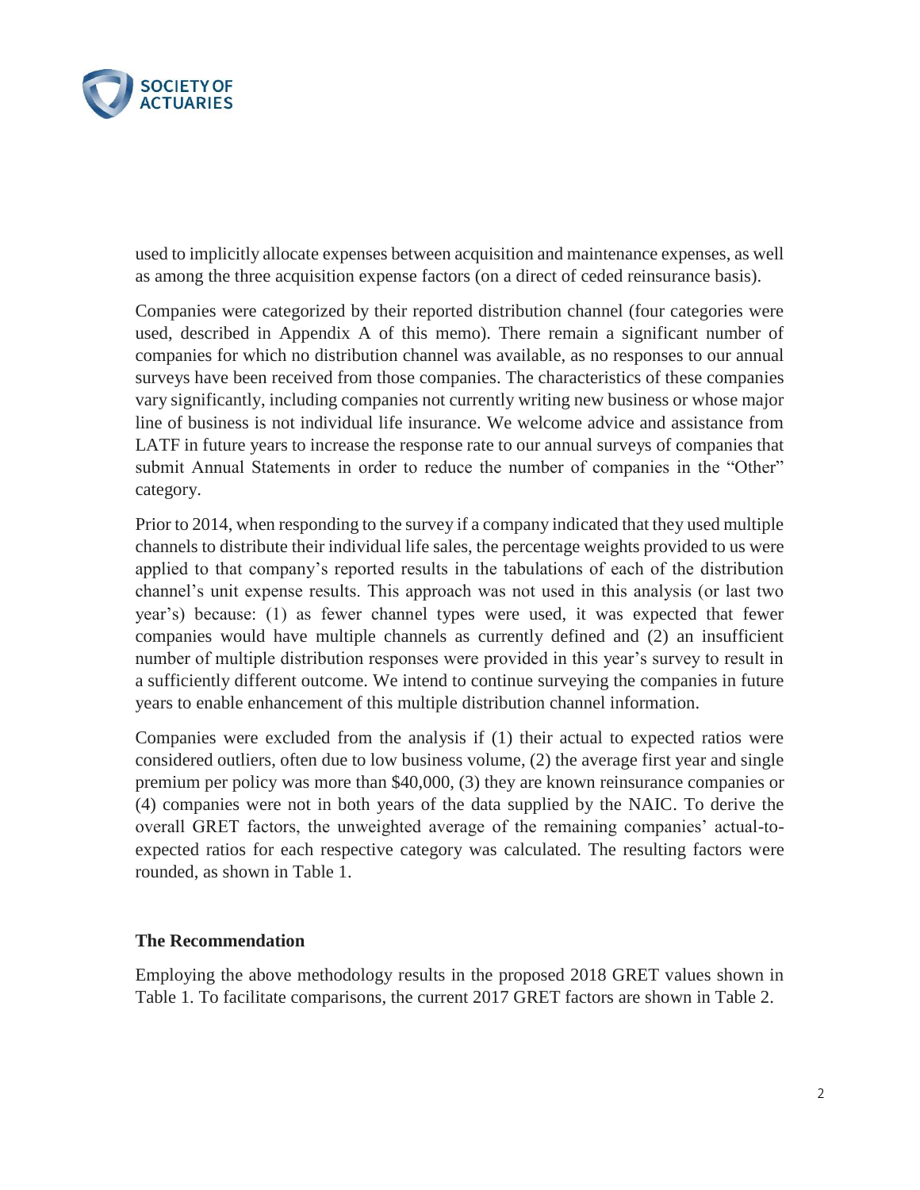used to implicitly allocate expenses between acquisition and maintenance expenses, as well as among the three acquisition expense factors (on a direct of ceded reinsurance basis).

Companies were categorized by their reported distribution channel (four categories were used, described in Appendix A of this memo). There remain a significant number of companies for which no distribution channel was available, as no responses to our annual surveys have been received from those companies. The characteristics of these companies vary significantly, including companies not currently writing new business or whose major line of business is not individual life insurance. We welcome advice and assistance from LATF in future years to increase the response rate to our annual surveys of companies that submit Annual Statements in order to reduce the number of companies in the "Other" category.

Prior to 2014, when responding to the survey if a company indicated that they used multiple channels to distribute their individual life sales, the percentage weights provided to us were applied to that company's reported results in the tabulations of each of the distribution channel's unit expense results. This approach was not used in this analysis (or last two year's) because: (1) as fewer channel types were used, it was expected that fewer companies would have multiple channels as currently defined and (2) an insufficient number of multiple distribution responses were provided in this year's survey to result in a sufficiently different outcome. We intend to continue surveying the companies in future years to enable enhancement of this multiple distribution channel information.

Companies were excluded from the analysis if (1) their actual to expected ratios were considered outliers, often due to low business volume, (2) the average first year and single premium per policy was more than $40,000, (3) they are known reinsurance companies or (4) companies were not in both years of the data supplied by the NAIC. To derive the overall GRET factors, the unweighted average of the remaining companies' actual-to-expected ratios for each respective category was calculated. The resulting factors were rounded, as shown in Table 1.

**The Recommendation**

Employing the above methodology results in the proposed 2018 GRET values shown in Table 1. To facilitate comparisons, the current 2017 GRET factors are shown in Table 2.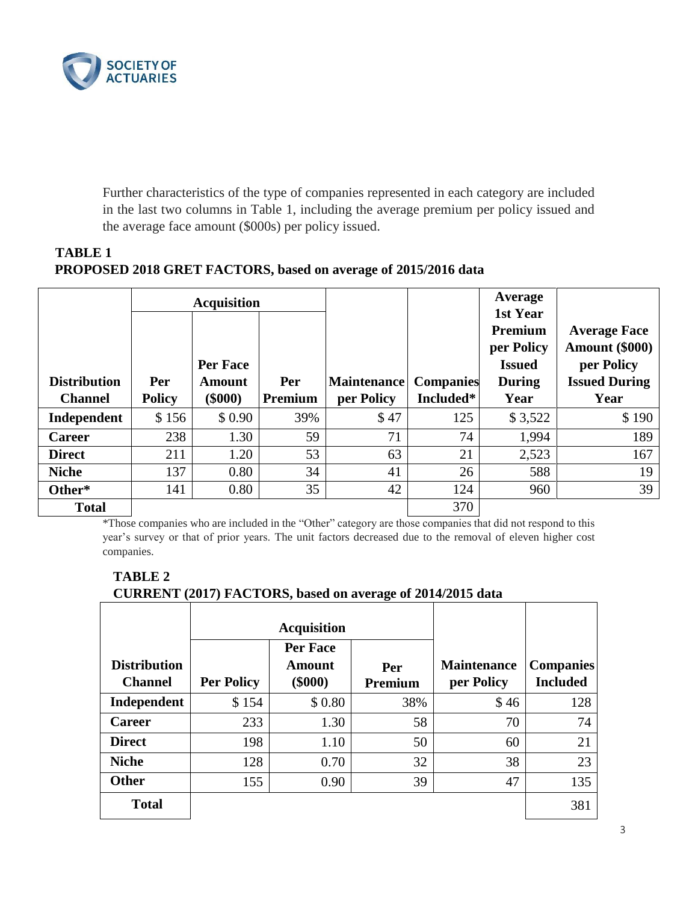Further characteristics of the type of companies represented in each category are included in the last two columns in Table 1, including the average premium per policy issued and the average face amount ($000s) per policy issued.

**TABLE 1**
**PROPOSED 2018 GRET FACTORS, based on average of 2015/2016 data**

| Distribution Channel | Acquisition | | | Maintenance per Policy | Companies Included* | Average 1st Year Premium per Policy Issued During Year | Average Face Amount ($000) per Policy Issued During Year |
|---|---|---|---|---|---|---|---|
| | Per Policy | Per Face Amount ($000) | Per Premium | | | | |
| **Independent** | $ 156 | $ 0.90 | 39% | $ 47 | 125 | $ 3,522 | $ 190 |
| **Career** | 238 | 1.30 | 59 | 71 | 74 | 1,994 | 189 |
| **Direct** | 211 | 1.20 | 53 | 63 | 21 | 2,523 | 167 |
| **Niche** | 137 | 0.80 | 34 | 41 | 26 | 588 | 19 |
| **Other*** | 141 | 0.80 | 35 | 42 | 124 | 960 | 39 |
| **Total** | | | | | 370 | | |

*Those companies who are included in the "Other" category are those companies that did not respond to this year's survey or that of prior years. The unit factors decreased due to the removal of eleven higher cost companies.

**TABLE 2**
**CURRENT (2017) FACTORS, based on average of 2014/2015 data**

| Distribution Channel | Acquisition | | | Maintenance per Policy | Companies Included |
|---|---|---|---|---|---|
| | Per Policy | Per Face Amount ($000) | Per Premium | | |
| **Independent** | $ 154 | $ 0.80 | 38% | $ 46 | 128 |
| **Career** | 233 | 1.30 | 58 | 70 | 74 |
| **Direct** | 198 | 1.10 | 50 | 60 | 21 |
| **Niche** | 128 | 0.70 | 32 | 38 | 23 |
| **Other** | 155 | 0.90 | 39 | 47 | 135 |
| **Total** | | | | | 381 |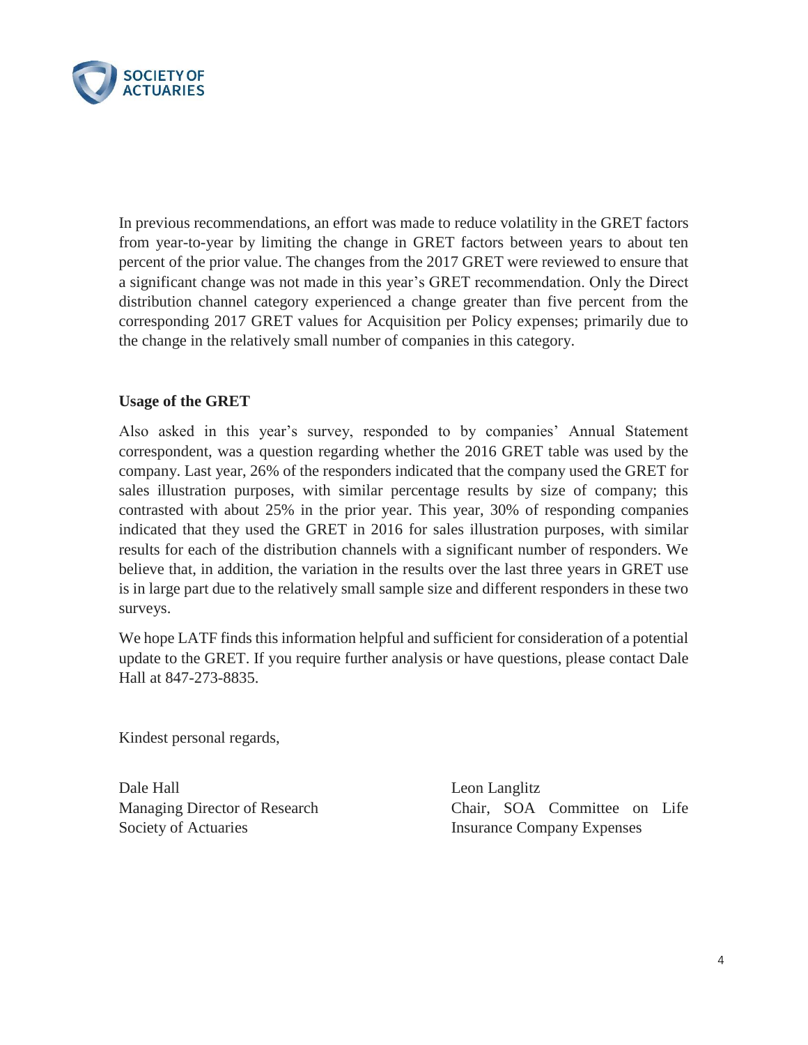In previous recommendations, an effort was made to reduce volatility in the GRET factors from year-to-year by limiting the change in GRET factors between years to about ten percent of the prior value. The changes from the 2017 GRET were reviewed to ensure that a significant change was not made in this year's GRET recommendation. Only the Direct distribution channel category experienced a change greater than five percent from the corresponding 2017 GRET values for Acquisition per Policy expenses; primarily due to the change in the relatively small number of companies in this category.

**Usage of the GRET**

Also asked in this year's survey, responded to by companies' Annual Statement correspondent, was a question regarding whether the 2016 GRET table was used by the company. Last year, 26% of the responders indicated that the company used the GRET for sales illustration purposes, with similar percentage results by size of company; this contrasted with about 25% in the prior year. This year, 30% of responding companies indicated that they used the GRET in 2016 for sales illustration purposes, with similar results for each of the distribution channels with a significant number of responders. We believe that, in addition, the variation in the results over the last three years in GRET use is in large part due to the relatively small sample size and different responders in these two surveys.

We hope LATF finds this information helpful and sufficient for consideration of a potential update to the GRET. If you require further analysis or have questions, please contact Dale Hall at 847-273-8835.

Kindest personal regards,

Dale Hall
Managing Director of Research
Society of Actuaries

Leon Langlitz
Chair, SOA Committee on Life Insurance Company Expenses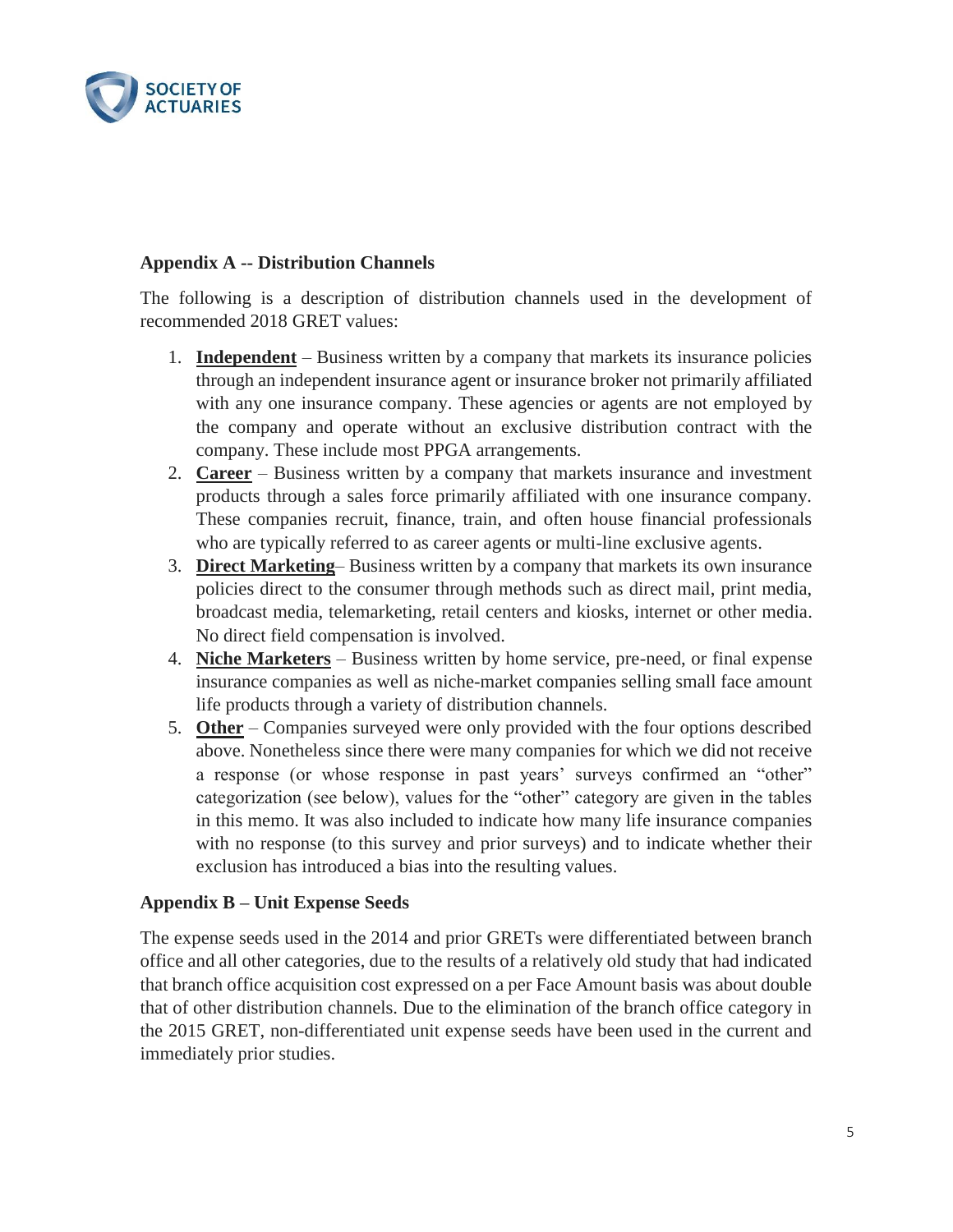### Appendix A -- Distribution Channels

The following is a description of distribution channels used in the development of recommended 2018 GRET values:

1. **Independent** – Business written by a company that markets its insurance policies through an independent insurance agent or insurance broker not primarily affiliated with any one insurance company. These agencies or agents are not employed by the company and operate without an exclusive distribution contract with the company. These include most PPGA arrangements.
2. **Career** – Business written by a company that markets insurance and investment products through a sales force primarily affiliated with one insurance company. These companies recruit, finance, train, and often house financial professionals who are typically referred to as career agents or multi-line exclusive agents.
3. **Direct Marketing**– Business written by a company that markets its own insurance policies direct to the consumer through methods such as direct mail, print media, broadcast media, telemarketing, retail centers and kiosks, internet or other media. No direct field compensation is involved.
4. **Niche Marketers** – Business written by home service, pre-need, or final expense insurance companies as well as niche-market companies selling small face amount life products through a variety of distribution channels.
5. **Other** – Companies surveyed were only provided with the four options described above. Nonetheless since there were many companies for which we did not receive a response (or whose response in past years' surveys confirmed an "other" categorization (see below), values for the "other" category are given in the tables in this memo. It was also included to indicate how many life insurance companies with no response (to this survey and prior surveys) and to indicate whether their exclusion has introduced a bias into the resulting values.

### Appendix B – Unit Expense Seeds

The expense seeds used in the 2014 and prior GRETs were differentiated between branch office and all other categories, due to the results of a relatively old study that had indicated that branch office acquisition cost expressed on a per Face Amount basis was about double that of other distribution channels. Due to the elimination of the branch office category in the 2015 GRET, non-differentiated unit expense seeds have been used in the current and immediately prior studies.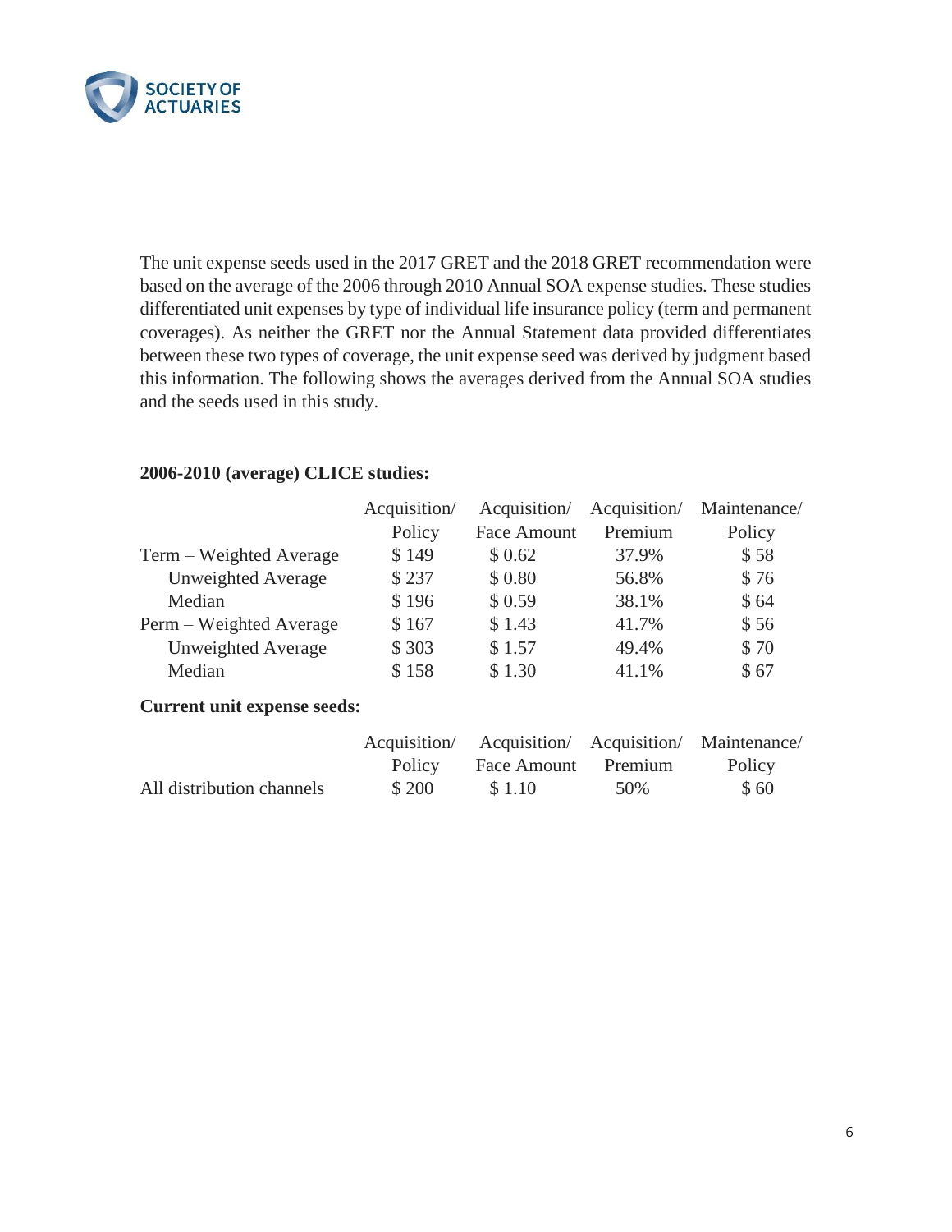The unit expense seeds used in the 2017 GRET and the 2018 GRET recommendation were based on the average of the 2006 through 2010 Annual SOA expense studies. These studies differentiated unit expenses by type of individual life insurance policy (term and permanent coverages). As neither the GRET nor the Annual Statement data provided differentiates between these two types of coverage, the unit expense seed was derived by judgment based this information. The following shows the averages derived from the Annual SOA studies and the seeds used in this study.

**2006-2010 (average) CLICE studies:**

| | Acquisition/ Policy | Acquisition/ Face Amount | Acquisition/ Premium | Maintenance/ Policy |
|---|---|---|---|---|
| Term – Weighted Average | $ 149 | $ 0.62 | 37.9% | $ 58 |
| Unweighted Average | $ 237 | $ 0.80 | 56.8% | $ 76 |
| Median | $ 196 | $ 0.59 | 38.1% | $ 64 |
| Perm – Weighted Average | $ 167 | $ 1.43 | 41.7% | $ 56 |
| Unweighted Average | $ 303 | $ 1.57 | 49.4% | $ 70 |
| Median | $ 158 | $ 1.30 | 41.1% | $ 67 |

**Current unit expense seeds:**

| | Acquisition/ Policy | Acquisition/ Face Amount | Acquisition/ Premium | Maintenance/ Policy |
|---|---|---|---|---|
| All distribution channels | $ 200 | $ 1.10 | 50% | $ 60 |